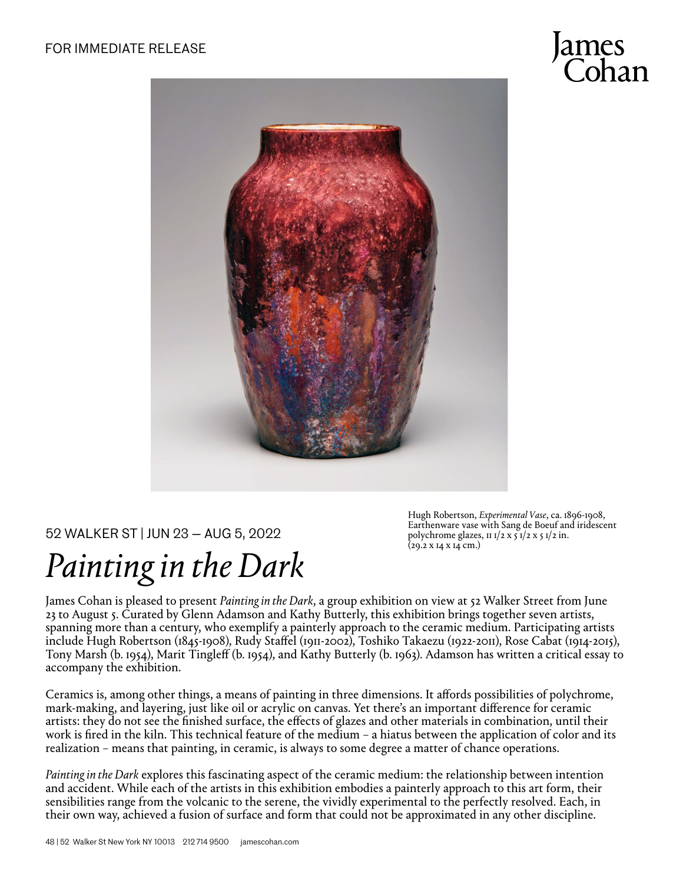FOR IMMEDIATE RELEASE

James Cohan

Hugh Robertson, *Experimental Vase*, ca. 1896-1908, Earthenware vase with Sang de Boeuf and iridescent polychrome glazes, 11 1/2 x 5 1/2 x 5 1/2 in. (29.2 x 14 x 14 cm.)

52 WALKER ST | JUN 23 — AUG 5, 2022

# *Painting in the Dark*

James Cohan is pleased to present *Painting in the Dark*, a group exhibition on view at 52 Walker Street from June 23 to August 5. Curated by Glenn Adamson and Kathy Butterly, this exhibition brings together seven artists, spanning more than a century, who exemplify a painterly approach to the ceramic medium. Participating artists include Hugh Robertson (1845-1908), Rudy Staffel (1911-2002), Toshiko Takaezu (1922-2011), Rose Cabat (1914-2015), Tony Marsh (b. 1954), Marit Tingleff (b. 1954), and Kathy Butterly (b. 1963). Adamson has written a critical essay to accompany the exhibition.

Ceramics is, among other things, a means of painting in three dimensions. It affords possibilities of polychrome, mark-making, and layering, just like oil or acrylic on canvas. Yet there's an important difference for ceramic artists: they do not see the finished surface, the effects of glazes and other materials in combination, until their work is fired in the kiln. This technical feature of the medium – a hiatus between the application of color and its realization – means that painting, in ceramic, is always to some degree a matter of chance operations.

*Painting in the Dark* explores this fascinating aspect of the ceramic medium: the relationship between intention and accident. While each of the artists in this exhibition embodies a painterly approach to this art form, their sensibilities range from the volcanic to the serene, the vividly experimental to the perfectly resolved. Each, in their own way, achieved a fusion of surface and form that could not be approximated in any other discipline.

48 | 52 Walker St New York NY 10013 212 714 9500 jamescohan.com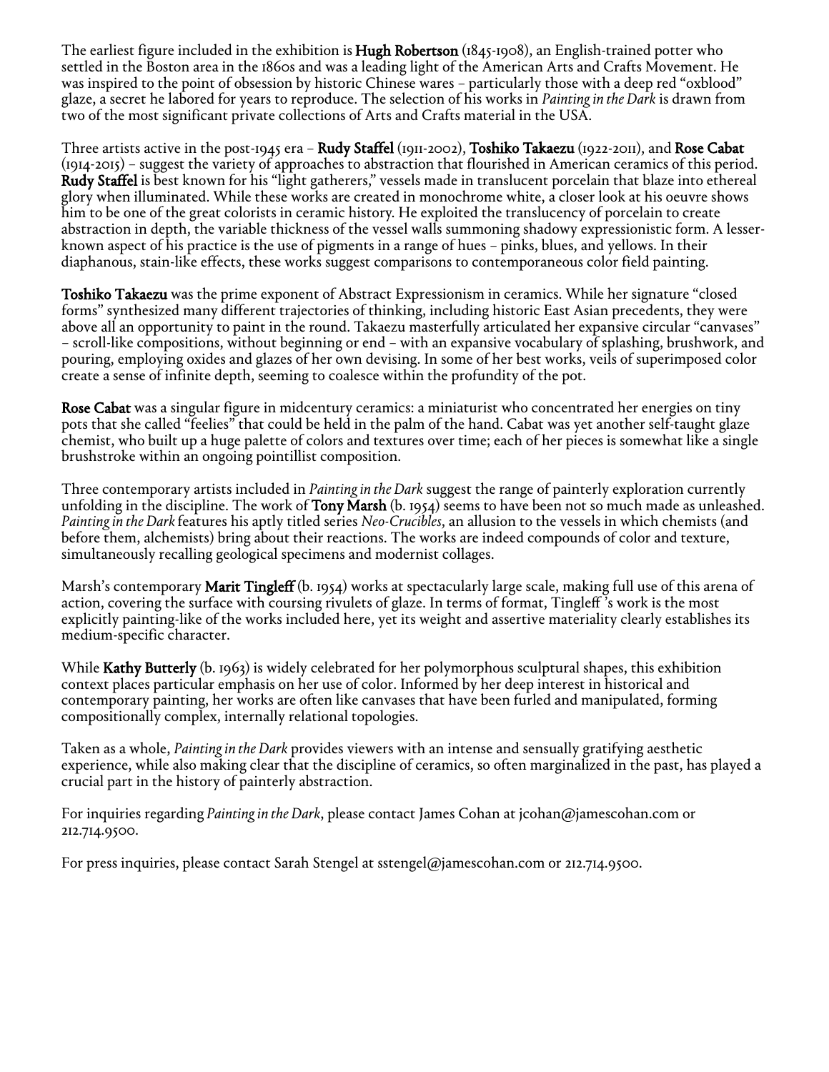The earliest figure included in the exhibition is **Hugh Robertson** (1845-1908), an English-trained potter who settled in the Boston area in the 1860s and was a leading light of the American Arts and Crafts Movement. He was inspired to the point of obsession by historic Chinese wares – particularly those with a deep red "oxblood" glaze, a secret he labored for years to reproduce. The selection of his works in *Painting in the Dark* is drawn from two of the most significant private collections of Arts and Crafts material in the USA.

Three artists active in the post-1945 era – **Rudy Staffel** (1911-2002), **Toshiko Takaezu** (1922-2011), and **Rose Cabat** (1914-2015) – suggest the variety of approaches to abstraction that flourished in American ceramics of this period. **Rudy Staffel** is best known for his "light gatherers," vessels made in translucent porcelain that blaze into ethereal glory when illuminated. While these works are created in monochrome white, a closer look at his oeuvre shows him to be one of the great colorists in ceramic history. He exploited the translucency of porcelain to create abstraction in depth, the variable thickness of the vessel walls summoning shadowy expressionistic form. A lesser-known aspect of his practice is the use of pigments in a range of hues – pinks, blues, and yellows. In their diaphanous, stain-like effects, these works suggest comparisons to contemporaneous color field painting.

**Toshiko Takaezu** was the prime exponent of Abstract Expressionism in ceramics. While her signature "closed forms" synthesized many different trajectories of thinking, including historic East Asian precedents, they were above all an opportunity to paint in the round. Takaezu masterfully articulated her expansive circular "canvases" – scroll-like compositions, without beginning or end – with an expansive vocabulary of splashing, brushwork, and pouring, employing oxides and glazes of her own devising. In some of her best works, veils of superimposed color create a sense of infinite depth, seeming to coalesce within the profundity of the pot.

**Rose Cabat** was a singular figure in midcentury ceramics: a miniaturist who concentrated her energies on tiny pots that she called "feelies" that could be held in the palm of the hand. Cabat was yet another self-taught glaze chemist, who built up a huge palette of colors and textures over time; each of her pieces is somewhat like a single brushstroke within an ongoing pointillist composition.

Three contemporary artists included in *Painting in the Dark* suggest the range of painterly exploration currently unfolding in the discipline. The work of **Tony Marsh** (b. 1954) seems to have been not so much made as unleashed. *Painting in the Dark* features his aptly titled series *Neo-Crucibles*, an allusion to the vessels in which chemists (and before them, alchemists) bring about their reactions. The works are indeed compounds of color and texture, simultaneously recalling geological specimens and modernist collages.

Marsh's contemporary **Marit Tingleff** (b. 1954) works at spectacularly large scale, making full use of this arena of action, covering the surface with coursing rivulets of glaze. In terms of format, Tingleff's work is the most explicitly painting-like of the works included here, yet its weight and assertive materiality clearly establishes its medium-specific character.

While **Kathy Butterly** (b. 1963) is widely celebrated for her polymorphous sculptural shapes, this exhibition context places particular emphasis on her use of color. Informed by her deep interest in historical and contemporary painting, her works are often like canvases that have been furled and manipulated, forming compositionally complex, internally relational topologies.

Taken as a whole, *Painting in the Dark* provides viewers with an intense and sensually gratifying aesthetic experience, while also making clear that the discipline of ceramics, so often marginalized in the past, has played a crucial part in the history of painterly abstraction.

For inquiries regarding *Painting in the Dark*, please contact James Cohan at jcohan@jamescohan.com or 212.714.9500.

For press inquiries, please contact Sarah Stengel at sstengel@jamescohan.com or 212.714.9500.